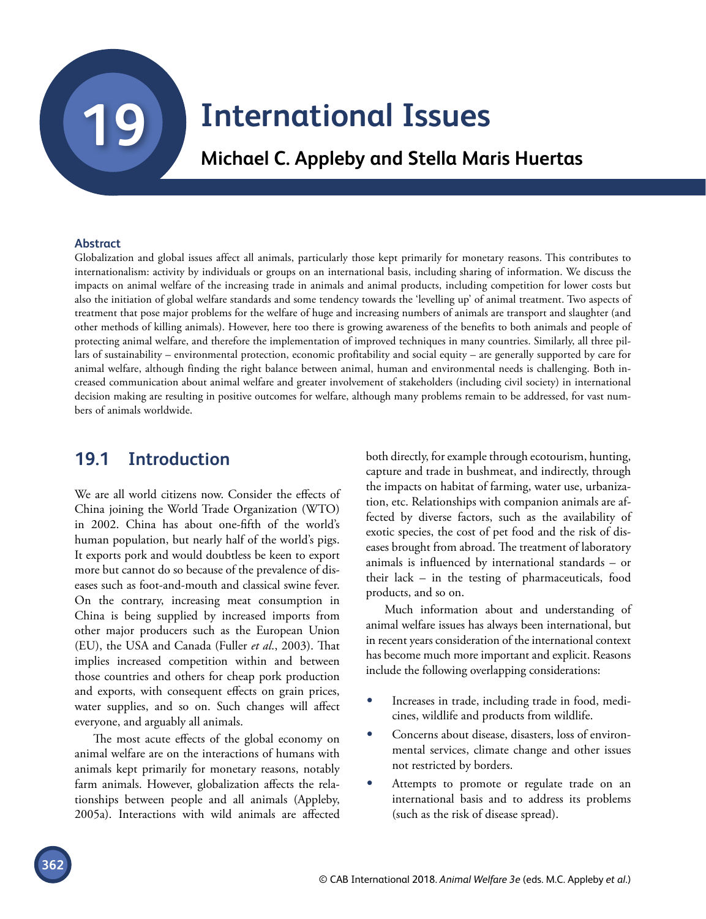// 19 International Issues

**Michael C. Appleby and Stella Maris Huertas**

### Abstract

Globalization and global issues affect all animals, particularly those kept primarily for monetary reasons. This contributes to internationalism: activity by individuals or groups on an international basis, including sharing of information. We discuss the impacts on animal welfare of the increasing trade in animals and animal products, including competition for lower costs but also the initiation of global welfare standards and some tendency towards the 'levelling up' of animal treatment. Two aspects of treatment that pose major problems for the welfare of huge and increasing numbers of animals are transport and slaughter (and other methods of killing animals). However, here too there is growing awareness of the benefits to both animals and people of protecting animal welfare, and therefore the implementation of improved techniques in many countries. Similarly, all three pillars of sustainability – environmental protection, economic profitability and social equity – are generally supported by care for animal welfare, although finding the right balance between animal, human and environmental needs is challenging. Both increased communication about animal welfare and greater involvement of stakeholders (including civil society) in international decision making are resulting in positive outcomes for welfare, although many problems remain to be addressed, for vast numbers of animals worldwide.

## 19.1 Introduction

We are all world citizens now. Consider the effects of China joining the World Trade Organization (WTO) in 2002. China has about one-fifth of the world's human population, but nearly half of the world's pigs. It exports pork and would doubtless be keen to export more but cannot do so because of the prevalence of diseases such as foot-and-mouth and classical swine fever. On the contrary, increasing meat consumption in China is being supplied by increased imports from other major producers such as the European Union (EU), the USA and Canada (Fuller *et al.*, 2003). That implies increased competition within and between those countries and others for cheap pork production and exports, with consequent effects on grain prices, water supplies, and so on. Such changes will affect everyone, and arguably all animals.

The most acute effects of the global economy on animal welfare are on the interactions of humans with animals kept primarily for monetary reasons, notably farm animals. However, globalization affects the relationships between people and all animals (Appleby, 2005a). Interactions with wild animals are affected both directly, for example through ecotourism, hunting, capture and trade in bushmeat, and indirectly, through the impacts on habitat of farming, water use, urbanization, etc. Relationships with companion animals are affected by diverse factors, such as the availability of exotic species, the cost of pet food and the risk of diseases brought from abroad. The treatment of laboratory animals is influenced by international standards – or their lack – in the testing of pharmaceuticals, food products, and so on.

Much information about and understanding of animal welfare issues has always been international, but in recent years consideration of the international context has become much more important and explicit. Reasons include the following overlapping considerations:

- Increases in trade, including trade in food, medicines, wildlife and products from wildlife.
- Concerns about disease, disasters, loss of environmental services, climate change and other issues not restricted by borders.
- Attempts to promote or regulate trade on an international basis and to address its problems (such as the risk of disease spread).

© CAB International 2018. *Animal Welfare 3e* (eds. M.C. Appleby *et al.*)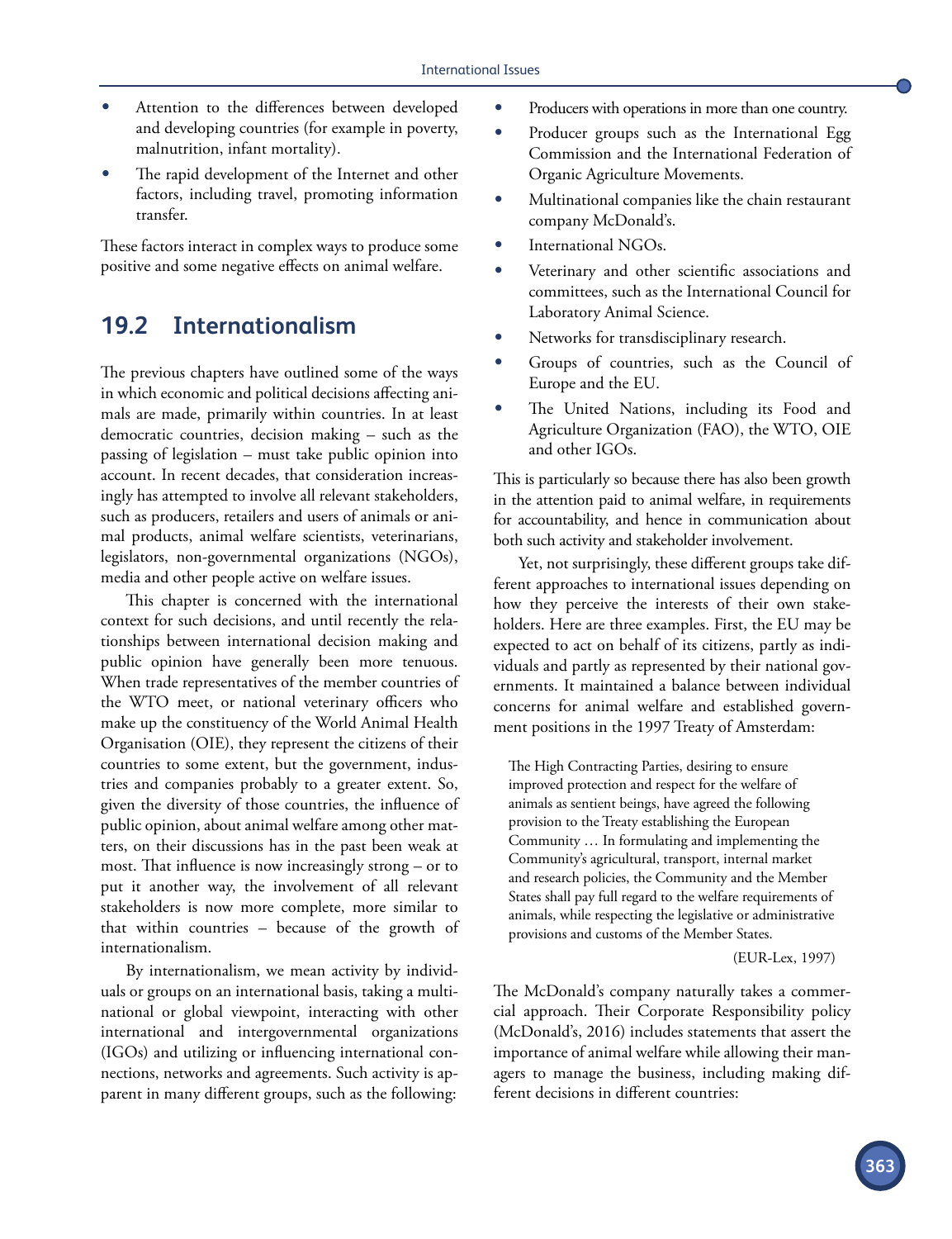- Attention to the differences between developed and developing countries (for example in poverty, malnutrition, infant mortality).
- The rapid development of the Internet and other factors, including travel, promoting information transfer.

These factors interact in complex ways to produce some positive and some negative effects on animal welfare.

## 19.2 Internationalism

The previous chapters have outlined some of the ways in which economic and political decisions affecting animals are made, primarily within countries. In at least democratic countries, decision making – such as the passing of legislation – must take public opinion into account. In recent decades, that consideration increasingly has attempted to involve all relevant stakeholders, such as producers, retailers and users of animals or animal products, animal welfare scientists, veterinarians, legislators, non-governmental organizations (NGOs), media and other people active on welfare issues.

This chapter is concerned with the international context for such decisions, and until recently the relationships between international decision making and public opinion have generally been more tenuous. When trade representatives of the member countries of the WTO meet, or national veterinary officers who make up the constituency of the World Animal Health Organisation (OIE), they represent the citizens of their countries to some extent, but the government, industries and companies probably to a greater extent. So, given the diversity of those countries, the influence of public opinion, about animal welfare among other matters, on their discussions has in the past been weak at most. That influence is now increasingly strong – or to put it another way, the involvement of all relevant stakeholders is now more complete, more similar to that within countries – because of the growth of internationalism.

By internationalism, we mean activity by individuals or groups on an international basis, taking a multinational or global viewpoint, interacting with other international and intergovernmental organizations (IGOs) and utilizing or influencing international connections, networks and agreements. Such activity is apparent in many different groups, such as the following:

- Producers with operations in more than one country.
- Producer groups such as the International Egg Commission and the International Federation of Organic Agriculture Movements.
- Multinational companies like the chain restaurant company McDonald's.
- International NGOs.
- Veterinary and other scientific associations and committees, such as the International Council for Laboratory Animal Science.
- Networks for transdisciplinary research.
- Groups of countries, such as the Council of Europe and the EU.
- The United Nations, including its Food and Agriculture Organization (FAO), the WTO, OIE and other IGOs.

This is particularly so because there has also been growth in the attention paid to animal welfare, in requirements for accountability, and hence in communication about both such activity and stakeholder involvement.

Yet, not surprisingly, these different groups take different approaches to international issues depending on how they perceive the interests of their own stakeholders. Here are three examples. First, the EU may be expected to act on behalf of its citizens, partly as individuals and partly as represented by their national governments. It maintained a balance between individual concerns for animal welfare and established government positions in the 1997 Treaty of Amsterdam:

> The High Contracting Parties, desiring to ensure improved protection and respect for the welfare of animals as sentient beings, have agreed the following provision to the Treaty establishing the European Community … In formulating and implementing the Community's agricultural, transport, internal market and research policies, the Community and the Member States shall pay full regard to the welfare requirements of animals, while respecting the legislative or administrative provisions and customs of the Member States.
>
> (EUR-Lex, 1997)

The McDonald's company naturally takes a commercial approach. Their Corporate Responsibility policy (McDonald's, 2016) includes statements that assert the importance of animal welfare while allowing their managers to manage the business, including making different decisions in different countries: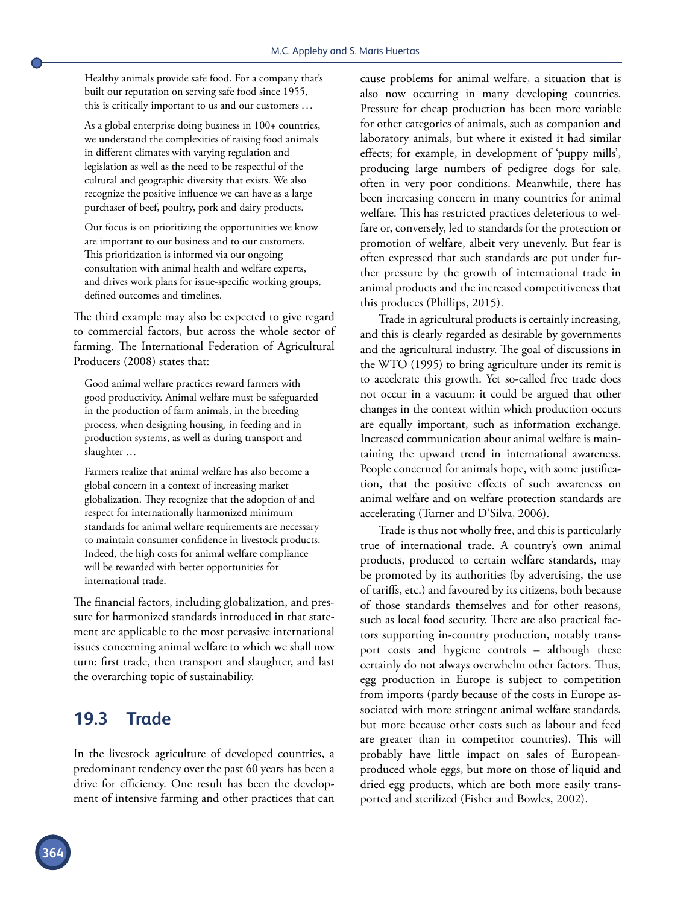> Healthy animals provide safe food. For a company that's built our reputation on serving safe food since 1955, this is critically important to us and our customers …
>
> As a global enterprise doing business in 100+ countries, we understand the complexities of raising food animals in different climates with varying regulation and legislation as well as the need to be respectful of the cultural and geographic diversity that exists. We also recognize the positive influence we can have as a large purchaser of beef, poultry, pork and dairy products.
>
> Our focus is on prioritizing the opportunities we know are important to our business and to our customers. This prioritization is informed via our ongoing consultation with animal health and welfare experts, and drives work plans for issue-specific working groups, defined outcomes and timelines.

The third example may also be expected to give regard to commercial factors, but across the whole sector of farming. The International Federation of Agricultural Producers (2008) states that:

> Good animal welfare practices reward farmers with good productivity. Animal welfare must be safeguarded in the production of farm animals, in the breeding process, when designing housing, in feeding and in production systems, as well as during transport and slaughter …
>
> Farmers realize that animal welfare has also become a global concern in a context of increasing market globalization. They recognize that the adoption of and respect for internationally harmonized minimum standards for animal welfare requirements are necessary to maintain consumer confidence in livestock products. Indeed, the high costs for animal welfare compliance will be rewarded with better opportunities for international trade.

The financial factors, including globalization, and pressure for harmonized standards introduced in that statement are applicable to the most pervasive international issues concerning animal welfare to which we shall now turn: first trade, then transport and slaughter, and last the overarching topic of sustainability.

## 19.3 Trade

In the livestock agriculture of developed countries, a predominant tendency over the past 60 years has been a drive for efficiency. One result has been the development of intensive farming and other practices that can cause problems for animal welfare, a situation that is also now occurring in many developing countries. Pressure for cheap production has been more variable for other categories of animals, such as companion and laboratory animals, but where it existed it had similar effects; for example, in development of 'puppy mills', producing large numbers of pedigree dogs for sale, often in very poor conditions. Meanwhile, there has been increasing concern in many countries for animal welfare. This has restricted practices deleterious to welfare or, conversely, led to standards for the protection or promotion of welfare, albeit very unevenly. But fear is often expressed that such standards are put under further pressure by the growth of international trade in animal products and the increased competitiveness that this produces (Phillips, 2015).

Trade in agricultural products is certainly increasing, and this is clearly regarded as desirable by governments and the agricultural industry. The goal of discussions in the WTO (1995) to bring agriculture under its remit is to accelerate this growth. Yet so-called free trade does not occur in a vacuum: it could be argued that other changes in the context within which production occurs are equally important, such as information exchange. Increased communication about animal welfare is maintaining the upward trend in international awareness. People concerned for animals hope, with some justification, that the positive effects of such awareness on animal welfare and on welfare protection standards are accelerating (Turner and D'Silva, 2006).

Trade is thus not wholly free, and this is particularly true of international trade. A country's own animal products, produced to certain welfare standards, may be promoted by its authorities (by advertising, the use of tariffs, etc.) and favoured by its citizens, both because of those standards themselves and for other reasons, such as local food security. There are also practical factors supporting in-country production, notably transport costs and hygiene controls – although these certainly do not always overwhelm other factors. Thus, egg production in Europe is subject to competition from imports (partly because of the costs in Europe associated with more stringent animal welfare standards, but more because other costs such as labour and feed are greater than in competitor countries). This will probably have little impact on sales of European-produced whole eggs, but more on those of liquid and dried egg products, which are both more easily transported and sterilized (Fisher and Bowles, 2002).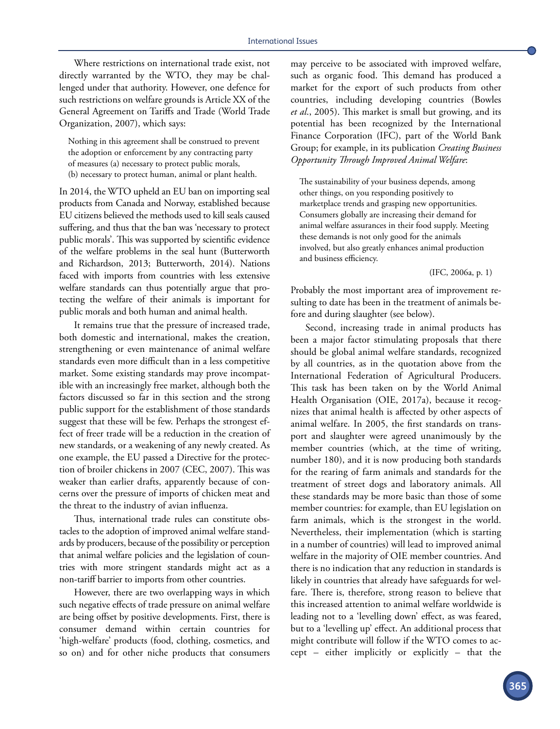Where restrictions on international trade exist, not directly warranted by the WTO, they may be challenged under that authority. However, one defence for such restrictions on welfare grounds is Article XX of the General Agreement on Tariffs and Trade (World Trade Organization, 2007), which says:

> Nothing in this agreement shall be construed to prevent the adoption or enforcement by any contracting party of measures (a) necessary to protect public morals, (b) necessary to protect human, animal or plant health.

In 2014, the WTO upheld an EU ban on importing seal products from Canada and Norway, established because EU citizens believed the methods used to kill seals caused suffering, and thus that the ban was 'necessary to protect public morals'. This was supported by scientific evidence of the welfare problems in the seal hunt (Butterworth and Richardson, 2013; Butterworth, 2014). Nations faced with imports from countries with less extensive welfare standards can thus potentially argue that protecting the welfare of their animals is important for public morals and both human and animal health.

It remains true that the pressure of increased trade, both domestic and international, makes the creation, strengthening or even maintenance of animal welfare standards even more difficult than in a less competitive market. Some existing standards may prove incompatible with an increasingly free market, although both the factors discussed so far in this section and the strong public support for the establishment of those standards suggest that these will be few. Perhaps the strongest effect of freer trade will be a reduction in the creation of new standards, or a weakening of any newly created. As one example, the EU passed a Directive for the protection of broiler chickens in 2007 (CEC, 2007). This was weaker than earlier drafts, apparently because of concerns over the pressure of imports of chicken meat and the threat to the industry of avian influenza.

Thus, international trade rules can constitute obstacles to the adoption of improved animal welfare standards by producers, because of the possibility or perception that animal welfare policies and the legislation of countries with more stringent standards might act as a non-tariff barrier to imports from other countries.

However, there are two overlapping ways in which such negative effects of trade pressure on animal welfare are being offset by positive developments. First, there is consumer demand within certain countries for 'high-welfare' products (food, clothing, cosmetics, and so on) and for other niche products that consumers may perceive to be associated with improved welfare, such as organic food. This demand has produced a market for the export of such products from other countries, including developing countries (Bowles *et al.*, 2005). This market is small but growing, and its potential has been recognized by the International Finance Corporation (IFC), part of the World Bank Group; for example, in its publication *Creating Business Opportunity Through Improved Animal Welfare*:

> The sustainability of your business depends, among other things, on you responding positively to marketplace trends and grasping new opportunities. Consumers globally are increasing their demand for animal welfare assurances in their food supply. Meeting these demands is not only good for the animals involved, but also greatly enhances animal production and business efficiency.
>
> (IFC, 2006a, p. 1)

Probably the most important area of improvement resulting to date has been in the treatment of animals before and during slaughter (see below).

Second, increasing trade in animal products has been a major factor stimulating proposals that there should be global animal welfare standards, recognized by all countries, as in the quotation above from the International Federation of Agricultural Producers. This task has been taken on by the World Animal Health Organisation (OIE, 2017a), because it recognizes that animal health is affected by other aspects of animal welfare. In 2005, the first standards on transport and slaughter were agreed unanimously by the member countries (which, at the time of writing, number 180), and it is now producing both standards for the rearing of farm animals and standards for the treatment of street dogs and laboratory animals. All these standards may be more basic than those of some member countries: for example, than EU legislation on farm animals, which is the strongest in the world. Nevertheless, their implementation (which is starting in a number of countries) will lead to improved animal welfare in the majority of OIE member countries. And there is no indication that any reduction in standards is likely in countries that already have safeguards for welfare. There is, therefore, strong reason to believe that this increased attention to animal welfare worldwide is leading not to a 'levelling down' effect, as was feared, but to a 'levelling up' effect. An additional process that might contribute will follow if the WTO comes to accept – either implicitly or explicitly – that the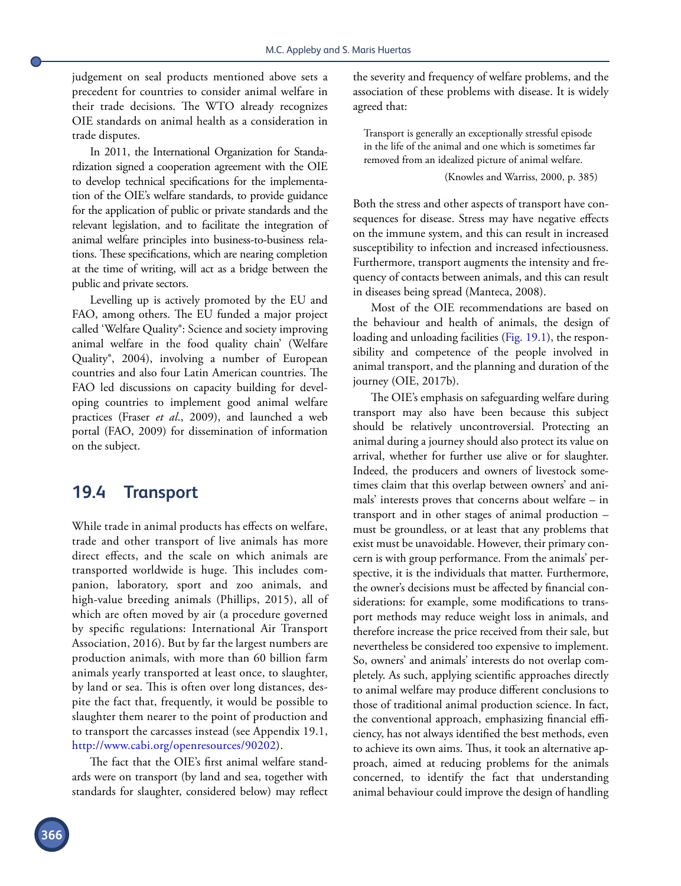judgement on seal products mentioned above sets a precedent for countries to consider animal welfare in their trade decisions. The WTO already recognizes OIE standards on animal health as a consideration in trade disputes.

In 2011, the International Organization for Standardization signed a cooperation agreement with the OIE to develop technical specifications for the implementation of the OIE's welfare standards, to provide guidance for the application of public or private standards and the relevant legislation, and to facilitate the integration of animal welfare principles into business-to-business relations. These specifications, which are nearing completion at the time of writing, will act as a bridge between the public and private sectors.

Levelling up is actively promoted by the EU and FAO, among others. The EU funded a major project called 'Welfare Quality®: Science and society improving animal welfare in the food quality chain' (Welfare Quality®, 2004), involving a number of European countries and also four Latin American countries. The FAO led discussions on capacity building for developing countries to implement good animal welfare practices (Fraser *et al*., 2009), and launched a web portal (FAO, 2009) for dissemination of information on the subject.

## 19.4 Transport

While trade in animal products has effects on welfare, trade and other transport of live animals has more direct effects, and the scale on which animals are transported worldwide is huge. This includes companion, laboratory, sport and zoo animals, and high-value breeding animals (Phillips, 2015), all of which are often moved by air (a procedure governed by specific regulations: International Air Transport Association, 2016). But by far the largest numbers are production animals, with more than 60 billion farm animals yearly transported at least once, to slaughter, by land or sea. This is often over long distances, despite the fact that, frequently, it would be possible to slaughter them nearer to the point of production and to transport the carcasses instead (see Appendix 19.1, http://www.cabi.org/openresources/90202).

The fact that the OIE's first animal welfare standards were on transport (by land and sea, together with standards for slaughter, considered below) may reflect the severity and frequency of welfare problems, and the association of these problems with disease. It is widely agreed that:

> Transport is generally an exceptionally stressful episode in the life of the animal and one which is sometimes far removed from an idealized picture of animal welfare.
>
> (Knowles and Warriss, 2000, p. 385)

Both the stress and other aspects of transport have consequences for disease. Stress may have negative effects on the immune system, and this can result in increased susceptibility to infection and increased infectiousness. Furthermore, transport augments the intensity and frequency of contacts between animals, and this can result in diseases being spread (Manteca, 2008).

Most of the OIE recommendations are based on the behaviour and health of animals, the design of loading and unloading facilities (Fig. 19.1), the responsibility and competence of the people involved in animal transport, and the planning and duration of the journey (OIE, 2017b).

The OIE's emphasis on safeguarding welfare during transport may also have been because this subject should be relatively uncontroversial. Protecting an animal during a journey should also protect its value on arrival, whether for further use alive or for slaughter. Indeed, the producers and owners of livestock sometimes claim that this overlap between owners' and animals' interests proves that concerns about welfare – in transport and in other stages of animal production – must be groundless, or at least that any problems that exist must be unavoidable. However, their primary concern is with group performance. From the animals' perspective, it is the individuals that matter. Furthermore, the owner's decisions must be affected by financial considerations: for example, some modifications to transport methods may reduce weight loss in animals, and therefore increase the price received from their sale, but nevertheless be considered too expensive to implement. So, owners' and animals' interests do not overlap completely. As such, applying scientific approaches directly to animal welfare may produce different conclusions to those of traditional animal production science. In fact, the conventional approach, emphasizing financial efficiency, has not always identified the best methods, even to achieve its own aims. Thus, it took an alternative approach, aimed at reducing problems for the animals concerned, to identify the fact that understanding animal behaviour could improve the design of handling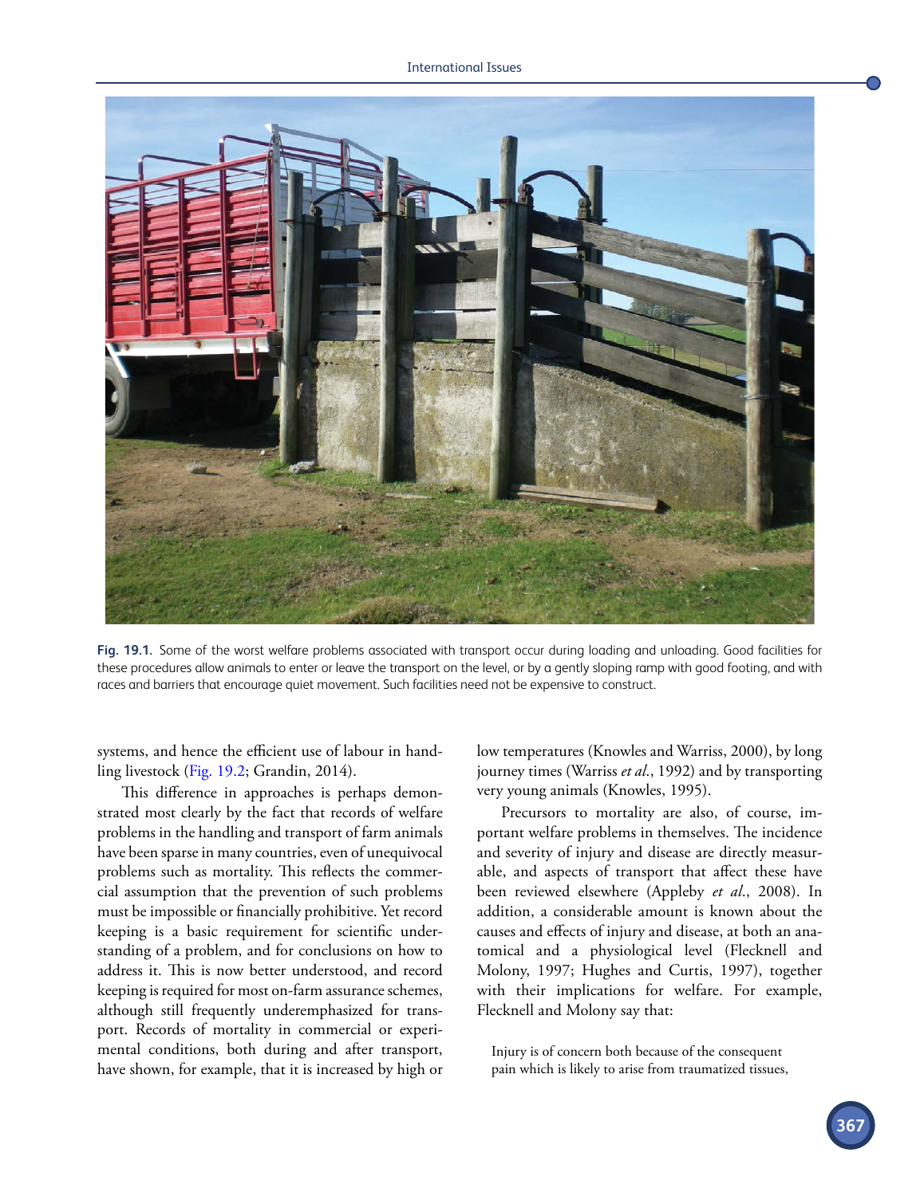Fig. 19.1. Some of the worst welfare problems associated with transport occur during loading and unloading. Good facilities for these procedures allow animals to enter or leave the transport on the level, or by a gently sloping ramp with good footing, and with races and barriers that encourage quiet movement. Such facilities need not be expensive to construct.

systems, and hence the efficient use of labour in handling livestock (Fig. 19.2; Grandin, 2014).

This difference in approaches is perhaps demonstrated most clearly by the fact that records of welfare problems in the handling and transport of farm animals have been sparse in many countries, even of unequivocal problems such as mortality. This reflects the commercial assumption that the prevention of such problems must be impossible or financially prohibitive. Yet record keeping is a basic requirement for scientific understanding of a problem, and for conclusions on how to address it. This is now better understood, and record keeping is required for most on-farm assurance schemes, although still frequently underemphasized for transport. Records of mortality in commercial or experimental conditions, both during and after transport, have shown, for example, that it is increased by high or low temperatures (Knowles and Warriss, 2000), by long journey times (Warriss *et al.*, 1992) and by transporting very young animals (Knowles, 1995).

Precursors to mortality are also, of course, important welfare problems in themselves. The incidence and severity of injury and disease are directly measurable, and aspects of transport that affect these have been reviewed elsewhere (Appleby *et al.*, 2008). In addition, a considerable amount is known about the causes and effects of injury and disease, at both an anatomical and a physiological level (Flecknell and Molony, 1997; Hughes and Curtis, 1997), together with their implications for welfare. For example, Flecknell and Molony say that:

> Injury is of concern both because of the consequent pain which is likely to arise from traumatized tissues,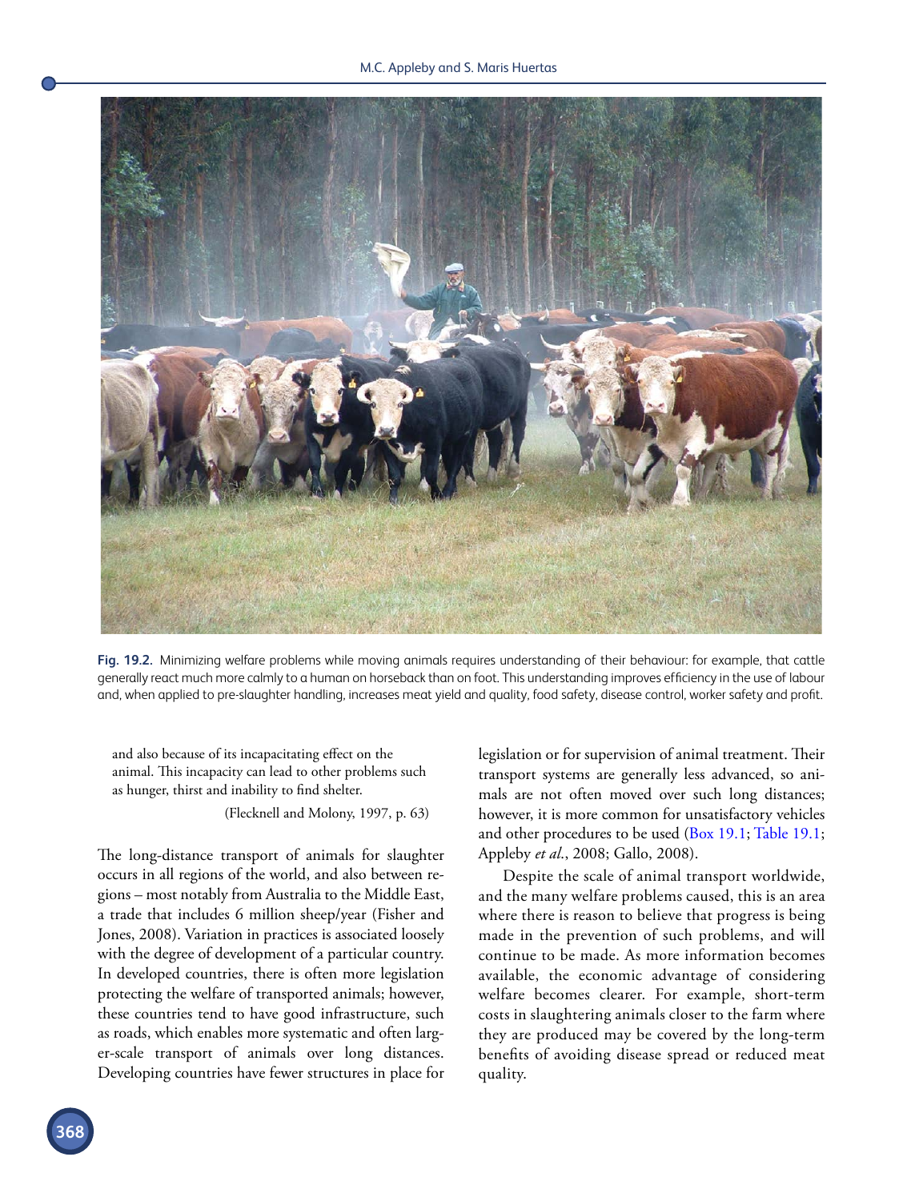Fig. 19.2. Minimizing welfare problems while moving animals requires understanding of their behaviour: for example, that cattle generally react much more calmly to a human on horseback than on foot. This understanding improves efficiency in the use of labour and, when applied to pre-slaughter handling, increases meat yield and quality, food safety, disease control, worker safety and profit.

> and also because of its incapacitating effect on the animal. This incapacity can lead to other problems such as hunger, thirst and inability to find shelter.
>
> (Flecknell and Molony, 1997, p. 63)

The long-distance transport of animals for slaughter occurs in all regions of the world, and also between regions – most notably from Australia to the Middle East, a trade that includes 6 million sheep/year (Fisher and Jones, 2008). Variation in practices is associated loosely with the degree of development of a particular country. In developed countries, there is often more legislation protecting the welfare of transported animals; however, these countries tend to have good infrastructure, such as roads, which enables more systematic and often larger-scale transport of animals over long distances. Developing countries have fewer structures in place for legislation or for supervision of animal treatment. Their transport systems are generally less advanced, so animals are not often moved over such long distances; however, it is more common for unsatisfactory vehicles and other procedures to be used (Box 19.1; Table 19.1; Appleby *et al.*, 2008; Gallo, 2008).

Despite the scale of animal transport worldwide, and the many welfare problems caused, this is an area where there is reason to believe that progress is being made in the prevention of such problems, and will continue to be made. As more information becomes available, the economic advantage of considering welfare becomes clearer. For example, short-term costs in slaughtering animals closer to the farm where they are produced may be covered by the long-term benefits of avoiding disease spread or reduced meat quality.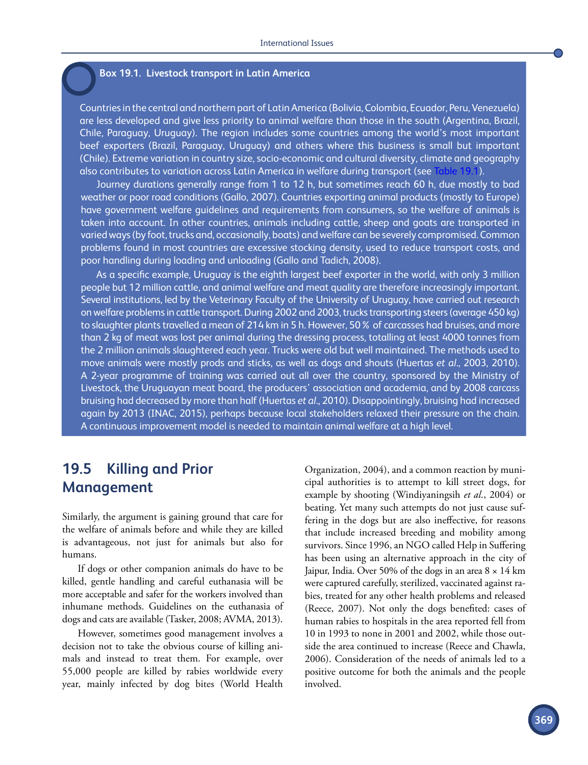**Box 19.1. Livestock transport in Latin America**

Countries in the central and northern part of Latin America (Bolivia, Colombia, Ecuador, Peru, Venezuela) are less developed and give less priority to animal welfare than those in the south (Argentina, Brazil, Chile, Paraguay, Uruguay). The region includes some countries among the world's most important beef exporters (Brazil, Paraguay, Uruguay) and others where this business is small but important (Chile). Extreme variation in country size, socio-economic and cultural diversity, climate and geography also contributes to variation across Latin America in welfare during transport (see Table 19.1).

Journey durations generally range from 1 to 12 h, but sometimes reach 60 h, due mostly to bad weather or poor road conditions (Gallo, 2007). Countries exporting animal products (mostly to Europe) have government welfare guidelines and requirements from consumers, so the welfare of animals is taken into account. In other countries, animals including cattle, sheep and goats are transported in varied ways (by foot, trucks and, occasionally, boats) and welfare can be severely compromised. Common problems found in most countries are excessive stocking density, used to reduce transport costs, and poor handling during loading and unloading (Gallo and Tadich, 2008).

As a specific example, Uruguay is the eighth largest beef exporter in the world, with only 3 million people but 12 million cattle, and animal welfare and meat quality are therefore increasingly important. Several institutions, led by the Veterinary Faculty of the University of Uruguay, have carried out research on welfare problems in cattle transport. During 2002 and 2003, trucks transporting steers (average 450 kg) to slaughter plants travelled a mean of 214 km in 5 h. However, 50 % of carcasses had bruises, and more than 2 kg of meat was lost per animal during the dressing process, totalling at least 4000 tonnes from the 2 million animals slaughtered each year. Trucks were old but well maintained. The methods used to move animals were mostly prods and sticks, as well as dogs and shouts (Huertas *et al.*, 2003, 2010). A 2-year programme of training was carried out all over the country, sponsored by the Ministry of Livestock, the Uruguayan meat board, the producers' association and academia, and by 2008 carcass bruising had decreased by more than half (Huertas *et al.*, 2010). Disappointingly, bruising had increased again by 2013 (INAC, 2015), perhaps because local stakeholders relaxed their pressure on the chain. A continuous improvement model is needed to maintain animal welfare at a high level.

## 19.5 Killing and Prior Management

Similarly, the argument is gaining ground that care for the welfare of animals before and while they are killed is advantageous, not just for animals but also for humans.

If dogs or other companion animals do have to be killed, gentle handling and careful euthanasia will be more acceptable and safer for the workers involved than inhumane methods. Guidelines on the euthanasia of dogs and cats are available (Tasker, 2008; AVMA, 2013).

However, sometimes good management involves a decision not to take the obvious course of killing animals and instead to treat them. For example, over 55,000 people are killed by rabies worldwide every year, mainly infected by dog bites (World Health Organization, 2004), and a common reaction by municipal authorities is to attempt to kill street dogs, for example by shooting (Windiyaningsih *et al.*, 2004) or beating. Yet many such attempts do not just cause suffering in the dogs but are also ineffective, for reasons that include increased breeding and mobility among survivors. Since 1996, an NGO called Help in Suffering has been using an alternative approach in the city of Jaipur, India. Over 50% of the dogs in an area 8 × 14 km were captured carefully, sterilized, vaccinated against rabies, treated for any other health problems and released (Reece, 2007). Not only the dogs benefited: cases of human rabies to hospitals in the area reported fell from 10 in 1993 to none in 2001 and 2002, while those outside the area continued to increase (Reece and Chawla, 2006). Consideration of the needs of animals led to a positive outcome for both the animals and the people involved.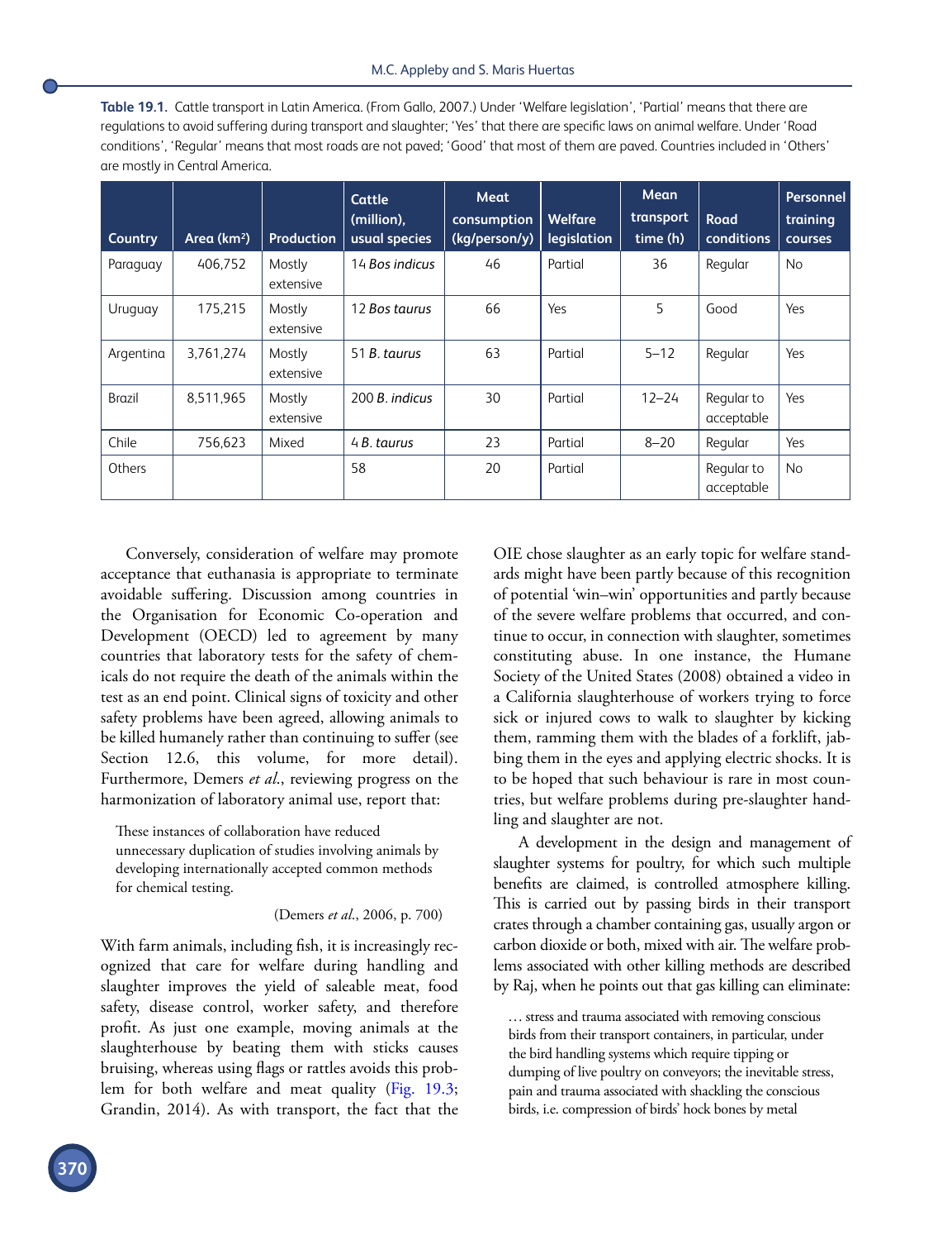**Table 19.1.** Cattle transport in Latin America. (From Gallo, 2007.) Under 'Welfare legislation', 'Partial' means that there are regulations to avoid suffering during transport and slaughter; 'Yes' that there are specific laws on animal welfare. Under 'Road conditions', 'Regular' means that most roads are not paved; 'Good' that most of them are paved. Countries included in 'Others' are mostly in Central America.

| Country | Area (km²) | Production | Cattle (million), usual species | Meat consumption (kg/person/y) | Welfare legislation | Mean transport time (h) | Road conditions | Personnel training courses |
|---|---|---|---|---|---|---|---|---|
| Paraguay | 406,752 | Mostly extensive | 14 *Bos indicus* | 46 | Partial | 36 | Regular | No |
| Uruguay | 175,215 | Mostly extensive | 12 *Bos taurus* | 66 | Yes | 5 | Good | Yes |
| Argentina | 3,761,274 | Mostly extensive | 51 *B. taurus* | 63 | Partial | 5–12 | Regular | Yes |
| Brazil | 8,511,965 | Mostly extensive | 200 *B. indicus* | 30 | Partial | 12–24 | Regular to acceptable | Yes |
| Chile | 756,623 | Mixed | 4 *B. taurus* | 23 | Partial | 8–20 | Regular | Yes |
| Others | | | 58 | 20 | Partial | | Regular to acceptable | No |

Conversely, consideration of welfare may promote acceptance that euthanasia is appropriate to terminate avoidable suffering. Discussion among countries in the Organisation for Economic Co-operation and Development (OECD) led to agreement by many countries that laboratory tests for the safety of chemicals do not require the death of the animals within the test as an end point. Clinical signs of toxicity and other safety problems have been agreed, allowing animals to be killed humanely rather than continuing to suffer (see Section 12.6, this volume, for more detail). Furthermore, Demers *et al.*, reviewing progress on the harmonization of laboratory animal use, report that:

> These instances of collaboration have reduced unnecessary duplication of studies involving animals by developing internationally accepted common methods for chemical testing.
>
> (Demers *et al.*, 2006, p. 700)

With farm animals, including fish, it is increasingly recognized that care for welfare during handling and slaughter improves the yield of saleable meat, food safety, disease control, worker safety, and therefore profit. As just one example, moving animals at the slaughterhouse by beating them with sticks causes bruising, whereas using flags or rattles avoids this problem for both welfare and meat quality (Fig. 19.3; Grandin, 2014). As with transport, the fact that the OIE chose slaughter as an early topic for welfare standards might have been partly because of this recognition of potential 'win–win' opportunities and partly because of the severe welfare problems that occurred, and continue to occur, in connection with slaughter, sometimes constituting abuse. In one instance, the Humane Society of the United States (2008) obtained a video in a California slaughterhouse of workers trying to force sick or injured cows to walk to slaughter by kicking them, ramming them with the blades of a forklift, jabbing them in the eyes and applying electric shocks. It is to be hoped that such behaviour is rare in most countries, but welfare problems during pre-slaughter handling and slaughter are not.

A development in the design and management of slaughter systems for poultry, for which such multiple benefits are claimed, is controlled atmosphere killing. This is carried out by passing birds in their transport crates through a chamber containing gas, usually argon or carbon dioxide or both, mixed with air. The welfare problems associated with other killing methods are described by Raj, when he points out that gas killing can eliminate:

> … stress and trauma associated with removing conscious birds from their transport containers, in particular, under the bird handling systems which require tipping or dumping of live poultry on conveyors; the inevitable stress, pain and trauma associated with shackling the conscious birds, i.e. compression of birds' hock bones by metal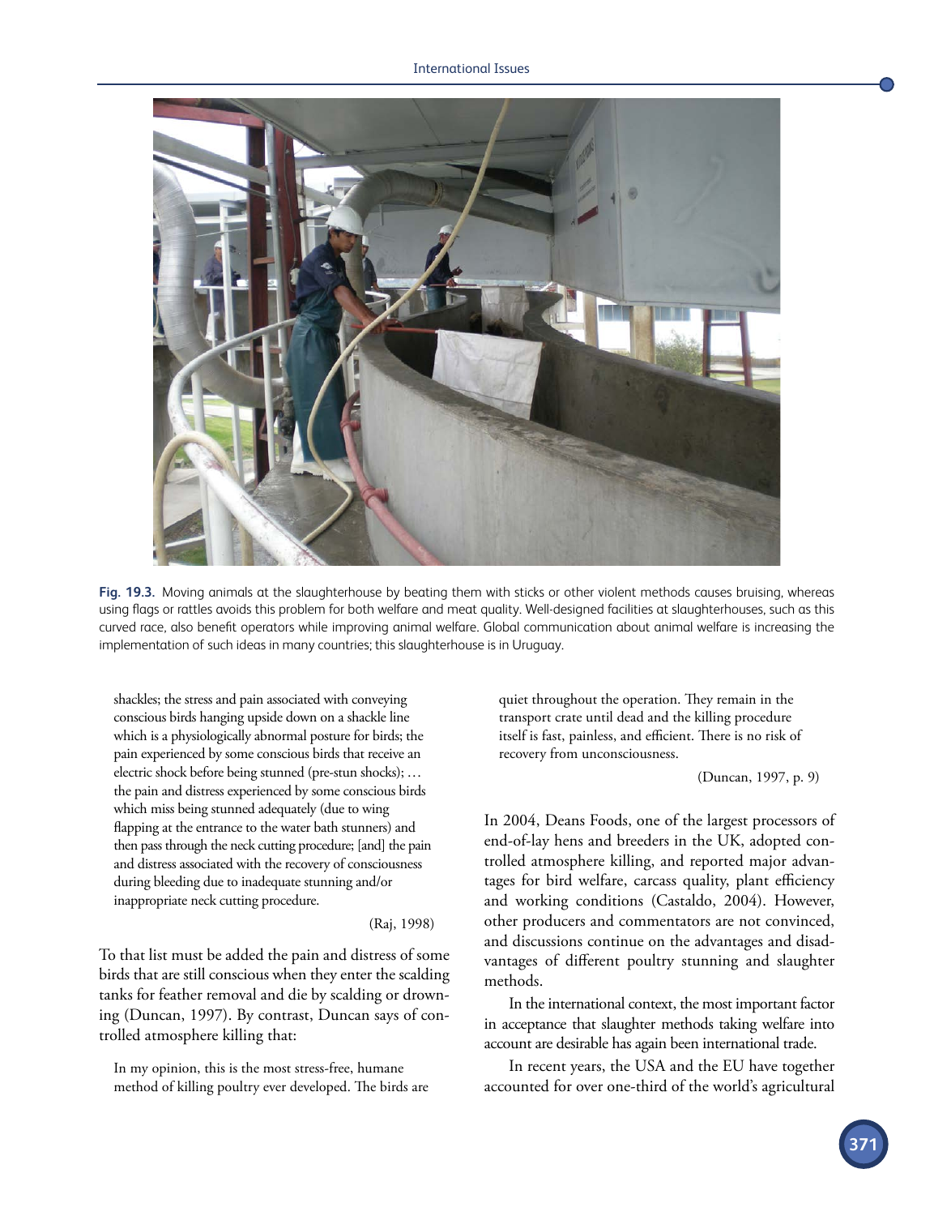Fig. 19.3. Moving animals at the slaughterhouse by beating them with sticks or other violent methods causes bruising, whereas using flags or rattles avoids this problem for both welfare and meat quality. Well-designed facilities at slaughterhouses, such as this curved race, also benefit operators while improving animal welfare. Global communication about animal welfare is increasing the implementation of such ideas in many countries; this slaughterhouse is in Uruguay.

> shackles; the stress and pain associated with conveying conscious birds hanging upside down on a shackle line which is a physiologically abnormal posture for birds; the pain experienced by some conscious birds that receive an electric shock before being stunned (pre-stun shocks); … the pain and distress experienced by some conscious birds which miss being stunned adequately (due to wing flapping at the entrance to the water bath stunners) and then pass through the neck cutting procedure; [and] the pain and distress associated with the recovery of consciousness during bleeding due to inadequate stunning and/or inappropriate neck cutting procedure.
>
> (Raj, 1998)

To that list must be added the pain and distress of some birds that are still conscious when they enter the scalding tanks for feather removal and die by scalding or drowning (Duncan, 1997). By contrast, Duncan says of controlled atmosphere killing that:

> In my opinion, this is the most stress-free, humane method of killing poultry ever developed. The birds are quiet throughout the operation. They remain in the transport crate until dead and the killing procedure itself is fast, painless, and efficient. There is no risk of recovery from unconsciousness.
>
> (Duncan, 1997, p. 9)

In 2004, Deans Foods, one of the largest processors of end-of-lay hens and breeders in the UK, adopted controlled atmosphere killing, and reported major advantages for bird welfare, carcass quality, plant efficiency and working conditions (Castaldo, 2004). However, other producers and commentators are not convinced, and discussions continue on the advantages and disadvantages of different poultry stunning and slaughter methods.

In the international context, the most important factor in acceptance that slaughter methods taking welfare into account are desirable has again been international trade.

In recent years, the USA and the EU have together accounted for over one-third of the world's agricultural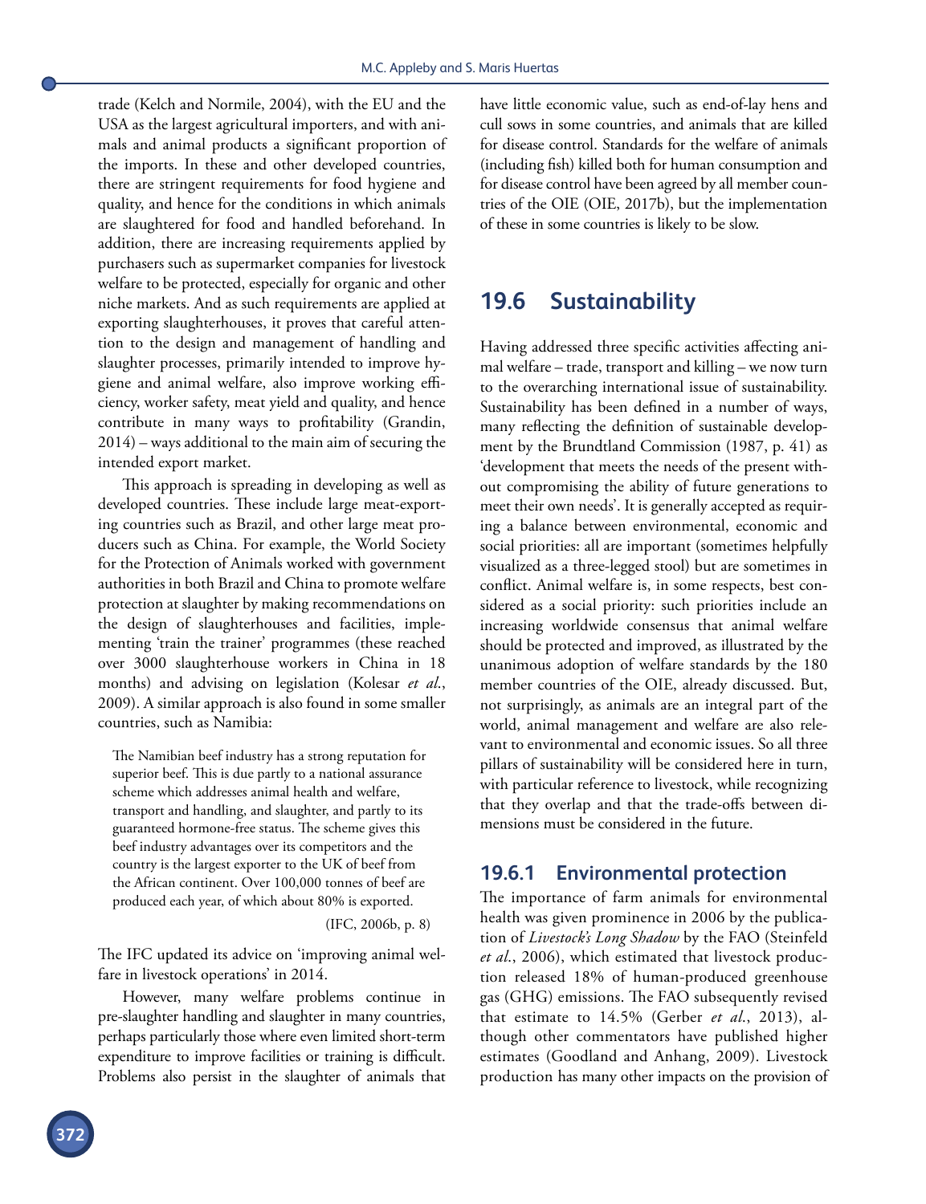trade (Kelch and Normile, 2004), with the EU and the USA as the largest agricultural importers, and with animals and animal products a significant proportion of the imports. In these and other developed countries, there are stringent requirements for food hygiene and quality, and hence for the conditions in which animals are slaughtered for food and handled beforehand. In addition, there are increasing requirements applied by purchasers such as supermarket companies for livestock welfare to be protected, especially for organic and other niche markets. And as such requirements are applied at exporting slaughterhouses, it proves that careful attention to the design and management of handling and slaughter processes, primarily intended to improve hygiene and animal welfare, also improve working efficiency, worker safety, meat yield and quality, and hence contribute in many ways to profitability (Grandin, 2014) – ways additional to the main aim of securing the intended export market.

This approach is spreading in developing as well as developed countries. These include large meat-exporting countries such as Brazil, and other large meat producers such as China. For example, the World Society for the Protection of Animals worked with government authorities in both Brazil and China to promote welfare protection at slaughter by making recommendations on the design of slaughterhouses and facilities, implementing 'train the trainer' programmes (these reached over 3000 slaughterhouse workers in China in 18 months) and advising on legislation (Kolesar *et al*., 2009). A similar approach is also found in some smaller countries, such as Namibia:

> The Namibian beef industry has a strong reputation for superior beef. This is due partly to a national assurance scheme which addresses animal health and welfare, transport and handling, and slaughter, and partly to its guaranteed hormone-free status. The scheme gives this beef industry advantages over its competitors and the country is the largest exporter to the UK of beef from the African continent. Over 100,000 tonnes of beef are produced each year, of which about 80% is exported.
>
> (IFC, 2006b, p. 8)

The IFC updated its advice on 'improving animal welfare in livestock operations' in 2014.

However, many welfare problems continue in pre-slaughter handling and slaughter in many countries, perhaps particularly those where even limited short-term expenditure to improve facilities or training is difficult. Problems also persist in the slaughter of animals that have little economic value, such as end-of-lay hens and cull sows in some countries, and animals that are killed for disease control. Standards for the welfare of animals (including fish) killed both for human consumption and for disease control have been agreed by all member countries of the OIE (OIE, 2017b), but the implementation of these in some countries is likely to be slow.

## 19.6 Sustainability

Having addressed three specific activities affecting animal welfare – trade, transport and killing – we now turn to the overarching international issue of sustainability. Sustainability has been defined in a number of ways, many reflecting the definition of sustainable development by the Brundtland Commission (1987, p. 41) as 'development that meets the needs of the present without compromising the ability of future generations to meet their own needs'. It is generally accepted as requiring a balance between environmental, economic and social priorities: all are important (sometimes helpfully visualized as a three-legged stool) but are sometimes in conflict. Animal welfare is, in some respects, best considered as a social priority: such priorities include an increasing worldwide consensus that animal welfare should be protected and improved, as illustrated by the unanimous adoption of welfare standards by the 180 member countries of the OIE, already discussed. But, not surprisingly, as animals are an integral part of the world, animal management and welfare are also relevant to environmental and economic issues. So all three pillars of sustainability will be considered here in turn, with particular reference to livestock, while recognizing that they overlap and that the trade-offs between dimensions must be considered in the future.

### 19.6.1 Environmental protection

The importance of farm animals for environmental health was given prominence in 2006 by the publication of *Livestock's Long Shadow* by the FAO (Steinfeld *et al*., 2006), which estimated that livestock production released 18% of human-produced greenhouse gas (GHG) emissions. The FAO subsequently revised that estimate to 14.5% (Gerber *et al*., 2013), although other commentators have published higher estimates (Goodland and Anhang, 2009). Livestock production has many other impacts on the provision of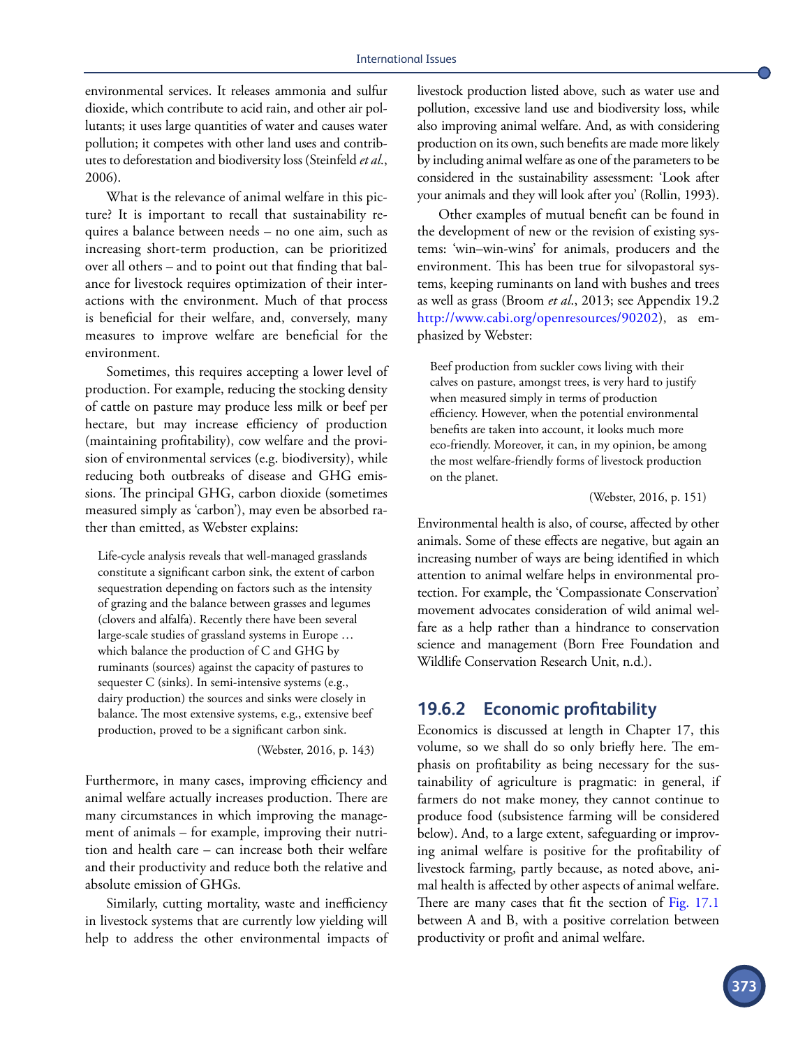environmental services. It releases ammonia and sulfur dioxide, which contribute to acid rain, and other air pollutants; it uses large quantities of water and causes water pollution; it competes with other land uses and contributes to deforestation and biodiversity loss (Steinfeld *et al.*, 2006).

What is the relevance of animal welfare in this picture? It is important to recall that sustainability requires a balance between needs – no one aim, such as increasing short-term production, can be prioritized over all others – and to point out that finding that balance for livestock requires optimization of their interactions with the environment. Much of that process is beneficial for their welfare, and, conversely, many measures to improve welfare are beneficial for the environment.

Sometimes, this requires accepting a lower level of production. For example, reducing the stocking density of cattle on pasture may produce less milk or beef per hectare, but may increase efficiency of production (maintaining profitability), cow welfare and the provision of environmental services (e.g. biodiversity), while reducing both outbreaks of disease and GHG emissions. The principal GHG, carbon dioxide (sometimes measured simply as 'carbon'), may even be absorbed rather than emitted, as Webster explains:

> Life-cycle analysis reveals that well-managed grasslands constitute a significant carbon sink, the extent of carbon sequestration depending on factors such as the intensity of grazing and the balance between grasses and legumes (clovers and alfalfa). Recently there have been several large-scale studies of grassland systems in Europe … which balance the production of C and GHG by ruminants (sources) against the capacity of pastures to sequester C (sinks). In semi-intensive systems (e.g., dairy production) the sources and sinks were closely in balance. The most extensive systems, e.g., extensive beef production, proved to be a significant carbon sink.
>
> (Webster, 2016, p. 143)

Furthermore, in many cases, improving efficiency and animal welfare actually increases production. There are many circumstances in which improving the management of animals – for example, improving their nutrition and health care – can increase both their welfare and their productivity and reduce both the relative and absolute emission of GHGs.

Similarly, cutting mortality, waste and inefficiency in livestock systems that are currently low yielding will help to address the other environmental impacts of livestock production listed above, such as water use and pollution, excessive land use and biodiversity loss, while also improving animal welfare. And, as with considering production on its own, such benefits are made more likely by including animal welfare as one of the parameters to be considered in the sustainability assessment: 'Look after your animals and they will look after you' (Rollin, 1993).

Other examples of mutual benefit can be found in the development of new or the revision of existing systems: 'win–win-wins' for animals, producers and the environment. This has been true for silvopastoral systems, keeping ruminants on land with bushes and trees as well as grass (Broom *et al.*, 2013; see Appendix 19.2 http://www.cabi.org/openresources/90202), as emphasized by Webster:

> Beef production from suckler cows living with their calves on pasture, amongst trees, is very hard to justify when measured simply in terms of production efficiency. However, when the potential environmental benefits are taken into account, it looks much more eco-friendly. Moreover, it can, in my opinion, be among the most welfare-friendly forms of livestock production on the planet.
>
> (Webster, 2016, p. 151)

Environmental health is also, of course, affected by other animals. Some of these effects are negative, but again an increasing number of ways are being identified in which attention to animal welfare helps in environmental protection. For example, the 'Compassionate Conservation' movement advocates consideration of wild animal welfare as a help rather than a hindrance to conservation science and management (Born Free Foundation and Wildlife Conservation Research Unit, n.d.).

### 19.6.2 Economic profitability

Economics is discussed at length in Chapter 17, this volume, so we shall do so only briefly here. The emphasis on profitability as being necessary for the sustainability of agriculture is pragmatic: in general, if farmers do not make money, they cannot continue to produce food (subsistence farming will be considered below). And, to a large extent, safeguarding or improving animal welfare is positive for the profitability of livestock farming, partly because, as noted above, animal health is affected by other aspects of animal welfare. There are many cases that fit the section of Fig. 17.1 between A and B, with a positive correlation between productivity or profit and animal welfare.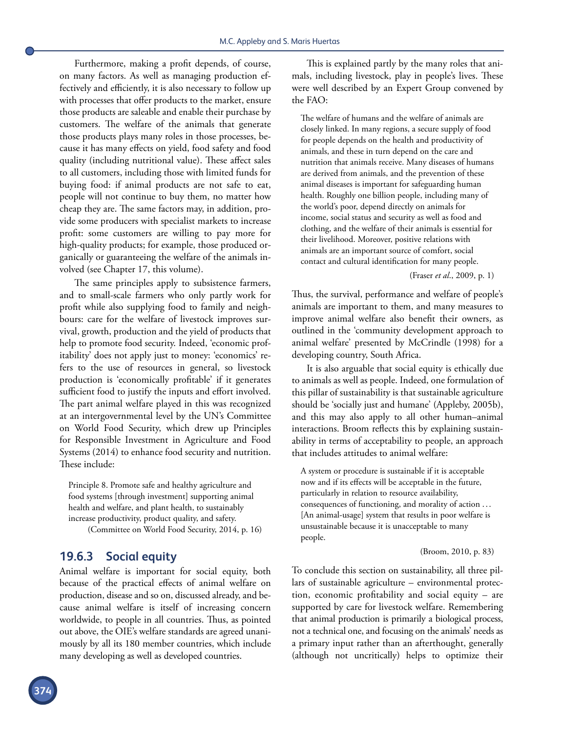Furthermore, making a profit depends, of course, on many factors. As well as managing production effectively and efficiently, it is also necessary to follow up with processes that offer products to the market, ensure those products are saleable and enable their purchase by customers. The welfare of the animals that generate those products plays many roles in those processes, because it has many effects on yield, food safety and food quality (including nutritional value). These affect sales to all customers, including those with limited funds for buying food: if animal products are not safe to eat, people will not continue to buy them, no matter how cheap they are. The same factors may, in addition, provide some producers with specialist markets to increase profit: some customers are willing to pay more for high-quality products; for example, those produced organically or guaranteeing the welfare of the animals involved (see Chapter 17, this volume).

The same principles apply to subsistence farmers, and to small-scale farmers who only partly work for profit while also supplying food to family and neighbours: care for the welfare of livestock improves survival, growth, production and the yield of products that help to promote food security. Indeed, 'economic profitability' does not apply just to money: 'economics' refers to the use of resources in general, so livestock production is 'economically profitable' if it generates sufficient food to justify the inputs and effort involved. The part animal welfare played in this was recognized at an intergovernmental level by the UN's Committee on World Food Security, which drew up Principles for Responsible Investment in Agriculture and Food Systems (2014) to enhance food security and nutrition. These include:

> Principle 8. Promote safe and healthy agriculture and food systems [through investment] supporting animal health and welfare, and plant health, to sustainably increase productivity, product quality, and safety.
>
> (Committee on World Food Security, 2014, p. 16)

### 19.6.3 Social equity

Animal welfare is important for social equity, both because of the practical effects of animal welfare on production, disease and so on, discussed already, and because animal welfare is itself of increasing concern worldwide, to people in all countries. Thus, as pointed out above, the OIE's welfare standards are agreed unanimously by all its 180 member countries, which include many developing as well as developed countries.

This is explained partly by the many roles that animals, including livestock, play in people's lives. These were well described by an Expert Group convened by the FAO:

> The welfare of humans and the welfare of animals are closely linked. In many regions, a secure supply of food for people depends on the health and productivity of animals, and these in turn depend on the care and nutrition that animals receive. Many diseases of humans are derived from animals, and the prevention of these animal diseases is important for safeguarding human health. Roughly one billion people, including many of the world's poor, depend directly on animals for income, social status and security as well as food and clothing, and the welfare of their animals is essential for their livelihood. Moreover, positive relations with animals are an important source of comfort, social contact and cultural identification for many people.
>
> (Fraser *et al*., 2009, p. 1)

Thus, the survival, performance and welfare of people's animals are important to them, and many measures to improve animal welfare also benefit their owners, as outlined in the 'community development approach to animal welfare' presented by McCrindle (1998) for a developing country, South Africa.

It is also arguable that social equity is ethically due to animals as well as people. Indeed, one formulation of this pillar of sustainability is that sustainable agriculture should be 'socially just and humane' (Appleby, 2005b), and this may also apply to all other human–animal interactions. Broom reflects this by explaining sustainability in terms of acceptability to people, an approach that includes attitudes to animal welfare:

> A system or procedure is sustainable if it is acceptable now and if its effects will be acceptable in the future, particularly in relation to resource availability, consequences of functioning, and morality of action … [An animal-usage] system that results in poor welfare is unsustainable because it is unacceptable to many people.
>
> (Broom, 2010, p. 83)

To conclude this section on sustainability, all three pillars of sustainable agriculture – environmental protection, economic profitability and social equity – are supported by care for livestock welfare. Remembering that animal production is primarily a biological process, not a technical one, and focusing on the animals' needs as a primary input rather than an afterthought, generally (although not uncritically) helps to optimize their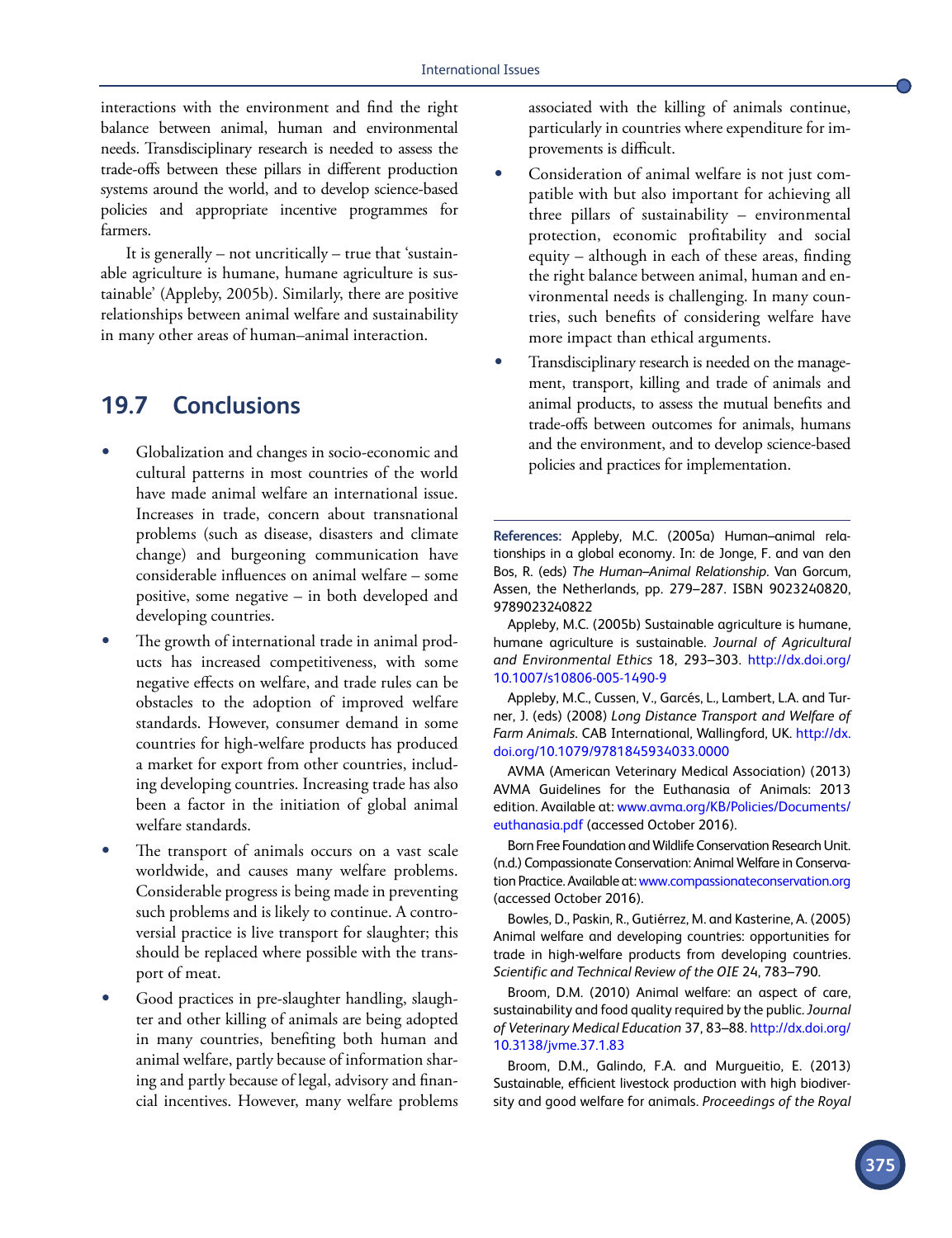interactions with the environment and find the right balance between animal, human and environmental needs. Transdisciplinary research is needed to assess the trade-offs between these pillars in different production systems around the world, and to develop science-based policies and appropriate incentive programmes for farmers.

It is generally – not uncritically – true that 'sustainable agriculture is humane, humane agriculture is sustainable' (Appleby, 2005b). Similarly, there are positive relationships between animal welfare and sustainability in many other areas of human–animal interaction.

## 19.7 Conclusions

- Globalization and changes in socio-economic and cultural patterns in most countries of the world have made animal welfare an international issue. Increases in trade, concern about transnational problems (such as disease, disasters and climate change) and burgeoning communication have considerable influences on animal welfare – some positive, some negative – in both developed and developing countries.
- The growth of international trade in animal products has increased competitiveness, with some negative effects on welfare, and trade rules can be obstacles to the adoption of improved welfare standards. However, consumer demand in some countries for high-welfare products has produced a market for export from other countries, including developing countries. Increasing trade has also been a factor in the initiation of global animal welfare standards.
- The transport of animals occurs on a vast scale worldwide, and causes many welfare problems. Considerable progress is being made in preventing such problems and is likely to continue. A controversial practice is live transport for slaughter; this should be replaced where possible with the transport of meat.
- Good practices in pre-slaughter handling, slaughter and other killing of animals are being adopted in many countries, benefiting both human and animal welfare, partly because of information sharing and partly because of legal, advisory and financial incentives. However, many welfare problems associated with the killing of animals continue, particularly in countries where expenditure for improvements is difficult.
- Consideration of animal welfare is not just compatible with but also important for achieving all three pillars of sustainability – environmental protection, economic profitability and social equity – although in each of these areas, finding the right balance between animal, human and environmental needs is challenging. In many countries, such benefits of considering welfare have more impact than ethical arguments.
- Transdisciplinary research is needed on the management, transport, killing and trade of animals and animal products, to assess the mutual benefits and trade-offs between outcomes for animals, humans and the environment, and to develop science-based policies and practices for implementation.

**References:** Appleby, M.C. (2005a) Human–animal relationships in a global economy. In: de Jonge, F. and van den Bos, R. (eds) *The Human–Animal Relationship*. Van Gorcum, Assen, the Netherlands, pp. 279–287. ISBN 9023240820, 9789023240822

Appleby, M.C. (2005b) Sustainable agriculture is humane, humane agriculture is sustainable. *Journal of Agricultural and Environmental Ethics* 18, 293–303. http://dx.doi.org/10.1007/s10806-005-1490-9

Appleby, M.C., Cussen, V., Garcés, L., Lambert, L.A. and Turner, J. (eds) (2008) *Long Distance Transport and Welfare of Farm Animals*. CAB International, Wallingford, UK. http://dx.doi.org/10.1079/9781845934033.0000

AVMA (American Veterinary Medical Association) (2013) AVMA Guidelines for the Euthanasia of Animals: 2013 edition. Available at: www.avma.org/KB/Policies/Documents/euthanasia.pdf (accessed October 2016).

Born Free Foundation and Wildlife Conservation Research Unit. (n.d.) Compassionate Conservation: Animal Welfare in Conservation Practice. Available at: www.compassionateconservation.org (accessed October 2016).

Bowles, D., Paskin, R., Gutiérrez, M. and Kasterine, A. (2005) Animal welfare and developing countries: opportunities for trade in high-welfare products from developing countries. *Scientific and Technical Review of the OIE* 24, 783–790.

Broom, D.M. (2010) Animal welfare: an aspect of care, sustainability and food quality required by the public. *Journal of Veterinary Medical Education* 37, 83–88. http://dx.doi.org/10.3138/jvme.37.1.83

Broom, D.M., Galindo, F.A. and Murgueitio, E. (2013) Sustainable, efficient livestock production with high biodiversity and good welfare for animals. *Proceedings of the Royal*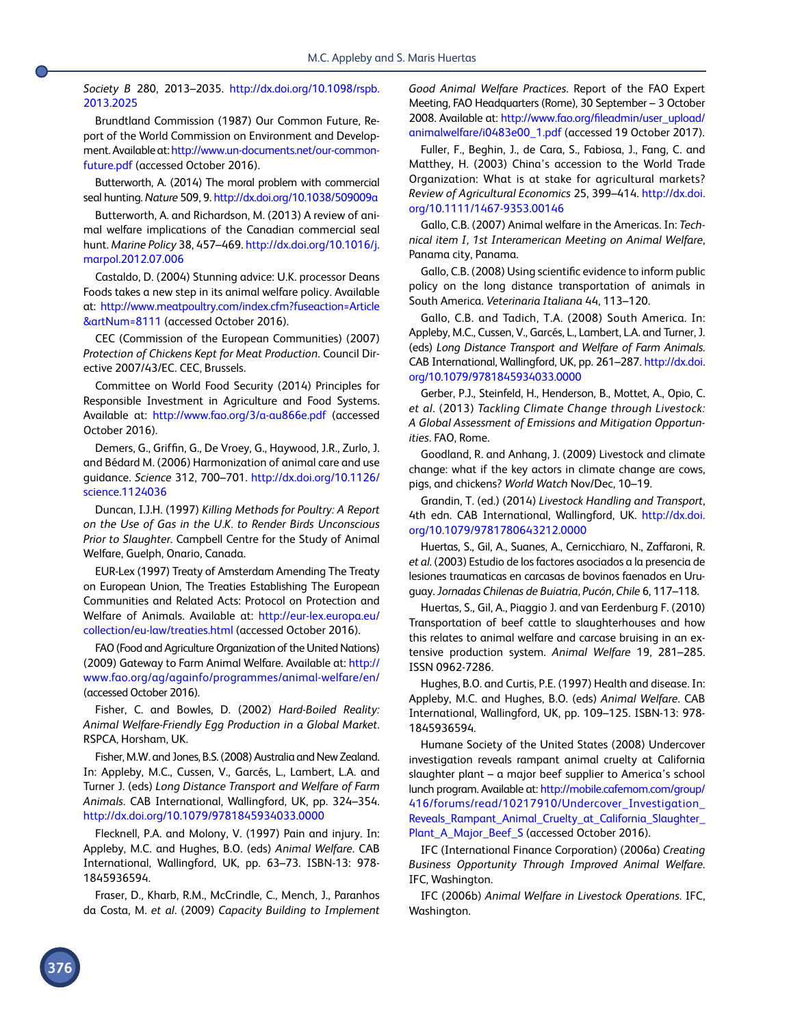*Society B* 280, 2013–2035. http://dx.doi.org/10.1098/rspb.2013.2025

Brundtland Commission (1987) Our Common Future, Report of the World Commission on Environment and Development. Available at: http://www.un-documents.net/our-common-future.pdf (accessed October 2016).

Butterworth, A. (2014) The moral problem with commercial seal hunting. *Nature* 509, 9. http://dx.doi.org/10.1038/509009a

Butterworth, A. and Richardson, M. (2013) A review of animal welfare implications of the Canadian commercial seal hunt. *Marine Policy* 38, 457–469. http://dx.doi.org/10.1016/j.marpol.2012.07.006

Castaldo, D. (2004) Stunning advice: U.K. processor Deans Foods takes a new step in its animal welfare policy. Available at: http://www.meatpoultry.com/index.cfm?fuseaction=Article&artNum=8111 (accessed October 2016).

CEC (Commission of the European Communities) (2007) *Protection of Chickens Kept for Meat Production*. Council Directive 2007/43/EC. CEC, Brussels.

Committee on World Food Security (2014) Principles for Responsible Investment in Agriculture and Food Systems. Available at: http://www.fao.org/3/a-au866e.pdf (accessed October 2016).

Demers, G., Griffin, G., De Vroey, G., Haywood, J.R., Zurlo, J. and Bédard M. (2006) Harmonization of animal care and use guidance. *Science* 312, 700–701. http://dx.doi.org/10.1126/science.1124036

Duncan, I.J.H. (1997) *Killing Methods for Poultry: A Report on the Use of Gas in the U.K. to Render Birds Unconscious Prior to Slaughter*. Campbell Centre for the Study of Animal Welfare, Guelph, Onario, Canada.

EUR-Lex (1997) Treaty of Amsterdam Amending The Treaty on European Union, The Treaties Establishing The European Communities and Related Acts: Protocol on Protection and Welfare of Animals. Available at: http://eur-lex.europa.eu/collection/eu-law/treaties.html (accessed October 2016).

FAO (Food and Agriculture Organization of the United Nations) (2009) Gateway to Farm Animal Welfare. Available at: http://www.fao.org/ag/againfo/programmes/animal-welfare/en/ (accessed October 2016).

Fisher, C. and Bowles, D. (2002) *Hard-Boiled Reality: Animal Welfare-Friendly Egg Production in a Global Market*. RSPCA, Horsham, UK.

Fisher, M.W. and Jones, B.S. (2008) Australia and New Zealand. In: Appleby, M.C., Cussen, V., Garcés, L., Lambert, L.A. and Turner J. (eds) *Long Distance Transport and Welfare of Farm Animals*. CAB International, Wallingford, UK, pp. 324–354. http://dx.doi.org/10.1079/9781845934033.0000

Flecknell, P.A. and Molony, V. (1997) Pain and injury. In: Appleby, M.C. and Hughes, B.O. (eds) *Animal Welfare*. CAB International, Wallingford, UK, pp. 63–73. ISBN-13: 978-1845936594.

Fraser, D., Kharb, R.M., McCrindle, C., Mench, J., Paranhos da Costa, M. *et al.* (2009) *Capacity Building to Implement Good Animal Welfare Practices*. Report of the FAO Expert Meeting, FAO Headquarters (Rome), 30 September – 3 October 2008. Available at: http://www.fao.org/fileadmin/user_upload/animalwelfare/i0483e00_1.pdf (accessed 19 October 2017).

Fuller, F., Beghin, J., de Cara, S., Fabiosa, J., Fang, C. and Matthey, H. (2003) China's accession to the World Trade Organization: What is at stake for agricultural markets? *Review of Agricultural Economics* 25, 399–414. http://dx.doi.org/10.1111/1467-9353.00146

Gallo, C.B. (2007) Animal welfare in the Americas. In: *Technical item I, 1st Interamerican Meeting on Animal Welfare*, Panama city, Panama.

Gallo, C.B. (2008) Using scientific evidence to inform public policy on the long distance transportation of animals in South America. *Veterinaria Italiana* 44, 113–120.

Gallo, C.B. and Tadich, T.A. (2008) South America. In: Appleby, M.C., Cussen, V., Garcés, L., Lambert, L.A. and Turner, J. (eds) *Long Distance Transport and Welfare of Farm Animals*. CAB International, Wallingford, UK, pp. 261–287. http://dx.doi.org/10.1079/9781845934033.0000

Gerber, P.J., Steinfeld, H., Henderson, B., Mottet, A., Opio, C. *et al.* (2013) *Tackling Climate Change through Livestock: A Global Assessment of Emissions and Mitigation Opportunities*. FAO, Rome.

Goodland, R. and Anhang, J. (2009) Livestock and climate change: what if the key actors in climate change are cows, pigs, and chickens? *World Watch* Nov/Dec, 10–19.

Grandin, T. (ed.) (2014) *Livestock Handling and Transport*, 4th edn. CAB International, Wallingford, UK. http://dx.doi.org/10.1079/9781780643212.0000

Huertas, S., Gil, A., Suanes, A., Cernicchiaro, N., Zaffaroni, R. *et al.* (2003) Estudio de los factores asociados a la presencia de lesiones traumaticas en carcasas de bovinos faenados en Uruguay. *Jornadas Chilenas de Buiatria, Pucón, Chile* 6, 117–118.

Huertas, S., Gil, A., Piaggio J. and van Eerdenburg F. (2010) Transportation of beef cattle to slaughterhouses and how this relates to animal welfare and carcase bruising in an extensive production system. *Animal Welfare* 19, 281–285. ISSN 0962-7286.

Hughes, B.O. and Curtis, P.E. (1997) Health and disease. In: Appleby, M.C. and Hughes, B.O. (eds) *Animal Welfare*. CAB International, Wallingford, UK, pp. 109–125. ISBN-13: 978-1845936594.

Humane Society of the United States (2008) Undercover investigation reveals rampant animal cruelty at California slaughter plant – a major beef supplier to America's school lunch program. Available at: http://mobile.cafemom.com/group/416/forums/read/10217910/Undercover_Investigation_Reveals_Rampant_Animal_Cruelty_at_California_Slaughter_Plant_A_Major_Beef_S (accessed October 2016).

IFC (International Finance Corporation) (2006a) *Creating Business Opportunity Through Improved Animal Welfare*. IFC, Washington.

IFC (2006b) *Animal Welfare in Livestock Operations*. IFC, Washington.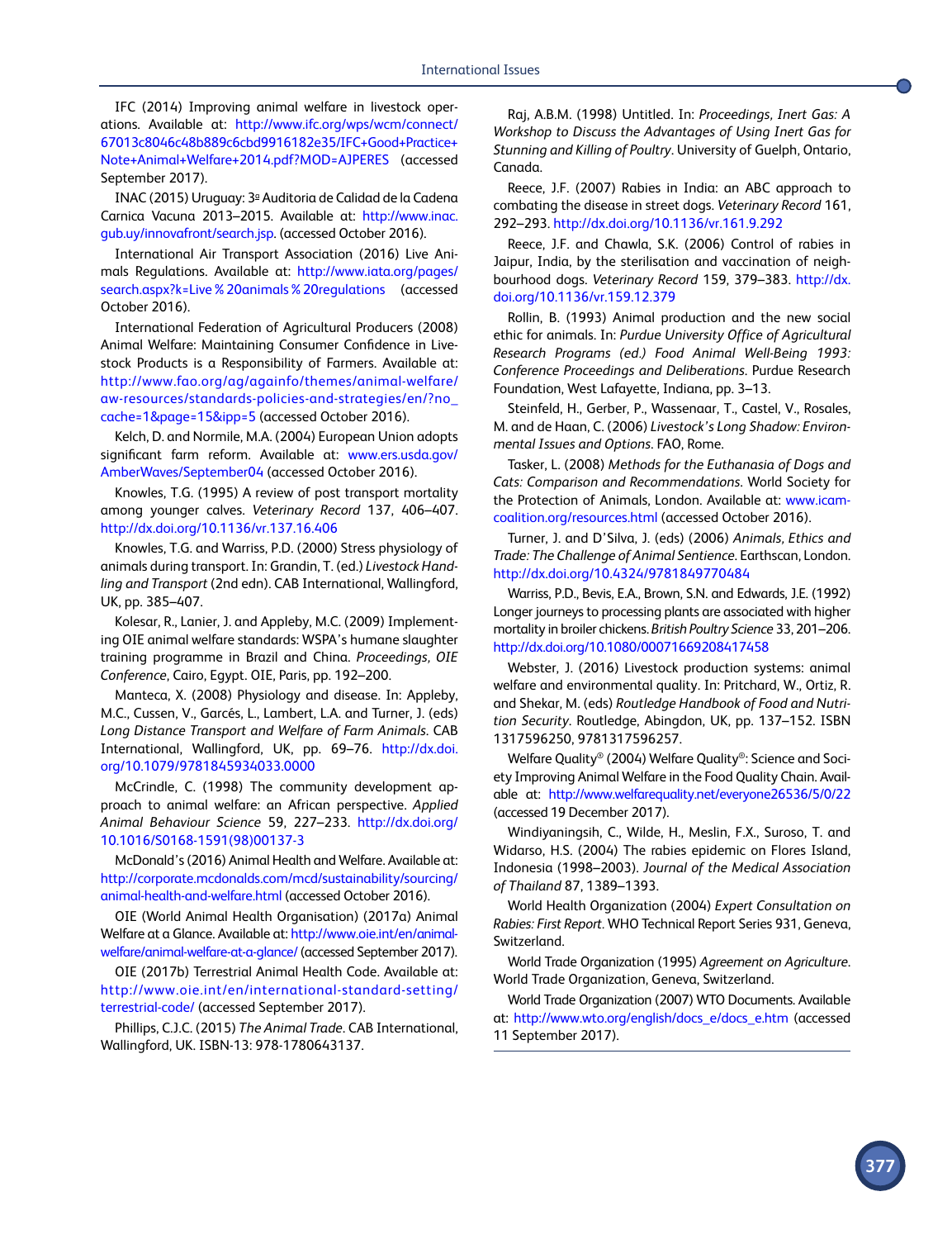IFC (2014) Improving animal welfare in livestock operations. Available at: http://www.ifc.org/wps/wcm/connect/67013c8046c48b889c6cbd9916182e35/IFC+Good+Practice+Note+Animal+Welfare+2014.pdf?MOD=AJPERES (accessed September 2017).

INAC (2015) Uruguay: 3ª Auditoria de Calidad de la Cadena Carnica Vacuna 2013–2015. Available at: http://www.inac.gub.uy/innovafront/search.jsp. (accessed October 2016).

International Air Transport Association (2016) Live Animals Regulations. Available at: http://www.iata.org/pages/search.aspx?k=Live%20animals%20regulations (accessed October 2016).

International Federation of Agricultural Producers (2008) Animal Welfare: Maintaining Consumer Confidence in Livestock Products is a Responsibility of Farmers. Available at: http://www.fao.org/ag/againfo/themes/animal-welfare/aw-resources/standards-policies-and-strategies/en/?no_cache=1&page=15&ipp=5 (accessed October 2016).

Kelch, D. and Normile, M.A. (2004) European Union adopts significant farm reform. Available at: www.ers.usda.gov/AmberWaves/September04 (accessed October 2016).

Knowles, T.G. (1995) A review of post transport mortality among younger calves. *Veterinary Record* 137, 406–407. http://dx.doi.org/10.1136/vr.137.16.406

Knowles, T.G. and Warriss, P.D. (2000) Stress physiology of animals during transport. In: Grandin, T. (ed.) *Livestock Handling and Transport* (2nd edn). CAB International, Wallingford, UK, pp. 385–407.

Kolesar, R., Lanier, J. and Appleby, M.C. (2009) Implementing OIE animal welfare standards: WSPA's humane slaughter training programme in Brazil and China. *Proceedings, OIE Conference*, Cairo, Egypt. OIE, Paris, pp. 192–200.

Manteca, X. (2008) Physiology and disease. In: Appleby, M.C., Cussen, V., Garcés, L., Lambert, L.A. and Turner, J. (eds) *Long Distance Transport and Welfare of Farm Animals*. CAB International, Wallingford, UK, pp. 69–76. http://dx.doi.org/10.1079/9781845934033.0000

McCrindle, C. (1998) The community development approach to animal welfare: an African perspective. *Applied Animal Behaviour Science* 59, 227–233. http://dx.doi.org/10.1016/S0168-1591(98)00137-3

McDonald's (2016) Animal Health and Welfare. Available at: http://corporate.mcdonalds.com/mcd/sustainability/sourcing/animal-health-and-welfare.html (accessed October 2016).

OIE (World Animal Health Organisation) (2017a) Animal Welfare at a Glance. Available at: http://www.oie.int/en/animal-welfare/animal-welfare-at-a-glance/ (accessed September 2017).

OIE (2017b) Terrestrial Animal Health Code. Available at: http://www.oie.int/en/international-standard-setting/terrestrial-code/ (accessed September 2017).

Phillips, C.J.C. (2015) *The Animal Trade*. CAB International, Wallingford, UK. ISBN-13: 978-1780643137.

Raj, A.B.M. (1998) Untitled. In: *Proceedings, Inert Gas: A Workshop to Discuss the Advantages of Using Inert Gas for Stunning and Killing of Poultry*. University of Guelph, Ontario, Canada.

Reece, J.F. (2007) Rabies in India: an ABC approach to combating the disease in street dogs. *Veterinary Record* 161, 292–293. http://dx.doi.org/10.1136/vr.161.9.292

Reece, J.F. and Chawla, S.K. (2006) Control of rabies in Jaipur, India, by the sterilisation and vaccination of neighbourhood dogs. *Veterinary Record* 159, 379–383. http://dx.doi.org/10.1136/vr.159.12.379

Rollin, B. (1993) Animal production and the new social ethic for animals. In: *Purdue University Office of Agricultural Research Programs (ed.) Food Animal Well-Being 1993: Conference Proceedings and Deliberations*. Purdue Research Foundation, West Lafayette, Indiana, pp. 3–13.

Steinfeld, H., Gerber, P., Wassenaar, T., Castel, V., Rosales, M. and de Haan, C. (2006) *Livestock's Long Shadow: Environmental Issues and Options*. FAO, Rome.

Tasker, L. (2008) *Methods for the Euthanasia of Dogs and Cats: Comparison and Recommendations*. World Society for the Protection of Animals, London. Available at: www.icam-coalition.org/resources.html (accessed October 2016).

Turner, J. and D'Silva, J. (eds) (2006) *Animals, Ethics and Trade: The Challenge of Animal Sentience*. Earthscan, London. http://dx.doi.org/10.4324/9781849770484

Warriss, P.D., Bevis, E.A., Brown, S.N. and Edwards, J.E. (1992) Longer journeys to processing plants are associated with higher mortality in broiler chickens. *British Poultry Science* 33, 201–206. http://dx.doi.org/10.1080/00071669208417458

Webster, J. (2016) Livestock production systems: animal welfare and environmental quality. In: Pritchard, W., Ortiz, R. and Shekar, M. (eds) *Routledge Handbook of Food and Nutrition Security*. Routledge, Abingdon, UK, pp. 137–152. ISBN 1317596250, 9781317596257.

Welfare Quality® (2004) Welfare Quality®: Science and Society Improving Animal Welfare in the Food Quality Chain. Available at: http://www.welfarequality.net/everyone26536/5/0/22 (accessed 19 December 2017).

Windiyaningsih, C., Wilde, H., Meslin, F.X., Suroso, T. and Widarso, H.S. (2004) The rabies epidemic on Flores Island, Indonesia (1998–2003). *Journal of the Medical Association of Thailand* 87, 1389–1393.

World Health Organization (2004) *Expert Consultation on Rabies: First Report*. WHO Technical Report Series 931, Geneva, Switzerland.

World Trade Organization (1995) *Agreement on Agriculture*. World Trade Organization, Geneva, Switzerland.

World Trade Organization (2007) WTO Documents. Available at: http://www.wto.org/english/docs_e/docs_e.htm (accessed 11 September 2017).